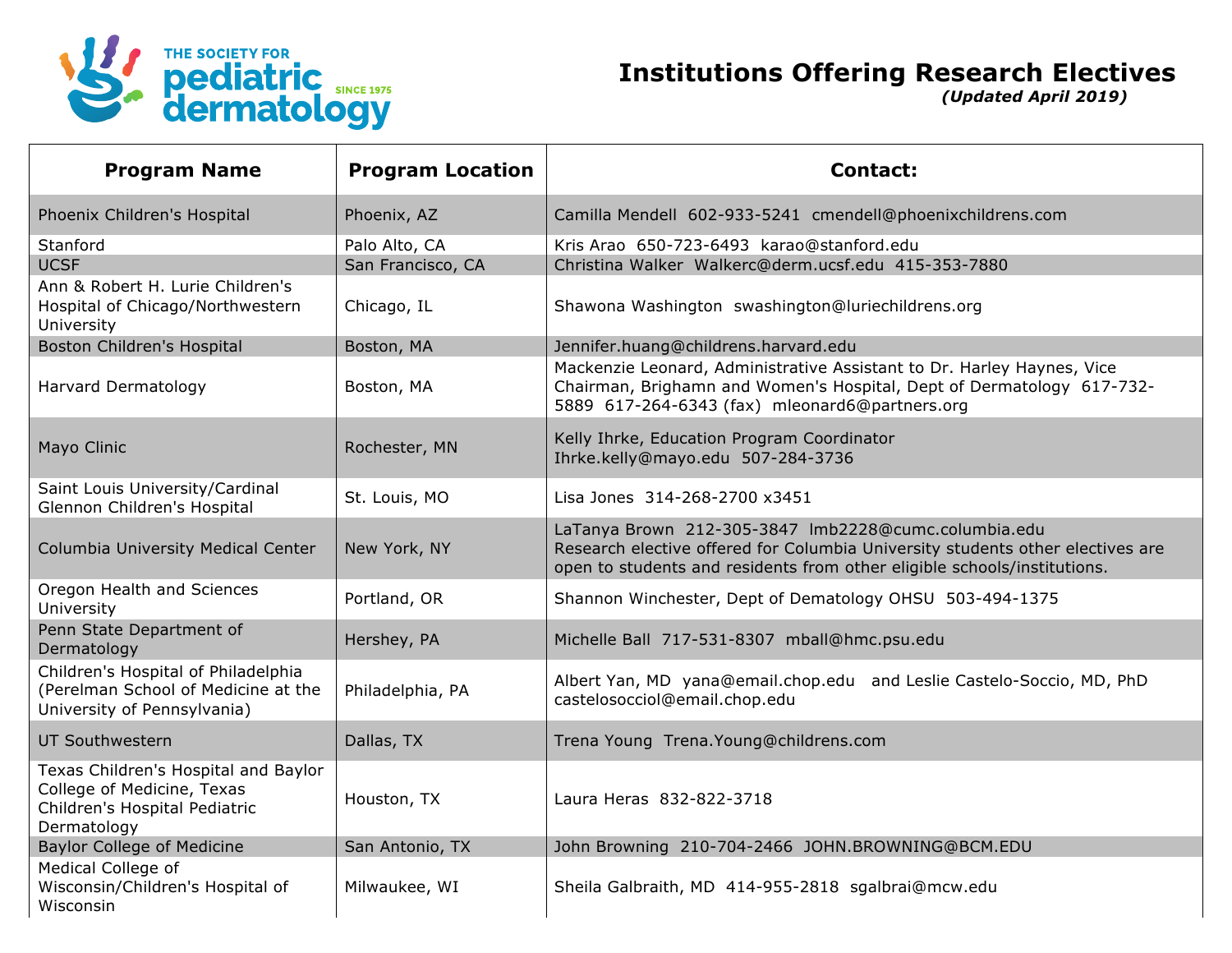THE SOCIETY FOR pediatric dermatology SINCE 1975

# Institutions Offering Research Electives

*(Updated April 2019)*

| Program Name | Program Location | Contact: |
|---|---|---|
| Phoenix Children's Hospital | Phoenix, AZ | Camilla Mendell 602-933-5241 cmendell@phoenixchildrens.com |
| Stanford | Palo Alto, CA | Kris Arao 650-723-6493 karao@stanford.edu |
| UCSF | San Francisco, CA | Christina Walker Walkerc@derm.ucsf.edu 415-353-7880 |
| Ann & Robert H. Lurie Children's Hospital of Chicago/Northwestern University | Chicago, IL | Shawona Washington swashington@luriechildrens.org |
| Boston Children's Hospital | Boston, MA | Jennifer.huang@childrens.harvard.edu |
| Harvard Dermatology | Boston, MA | Mackenzie Leonard, Administrative Assistant to Dr. Harley Haynes, Vice Chairman, Brighamn and Women's Hospital, Dept of Dermatology 617-732-5889 617-264-6343 (fax) mleonard6@partners.org |
| Mayo Clinic | Rochester, MN | Kelly Ihrke, Education Program Coordinator Ihrke.kelly@mayo.edu 507-284-3736 |
| Saint Louis University/Cardinal Glennon Children's Hospital | St. Louis, MO | Lisa Jones 314-268-2700 x3451 |
| Columbia University Medical Center | New York, NY | LaTanya Brown 212-305-3847 lmb2228@cumc.columbia.edu Research elective offered for Columbia University students other electives are open to students and residents from other eligible schools/institutions. |
| Oregon Health and Sciences University | Portland, OR | Shannon Winchester, Dept of Dematology OHSU 503-494-1375 |
| Penn State Department of Dermatology | Hershey, PA | Michelle Ball 717-531-8307 mball@hmc.psu.edu |
| Children's Hospital of Philadelphia (Perelman School of Medicine at the University of Pennsylvania) | Philadelphia, PA | Albert Yan, MD yana@email.chop.edu and Leslie Castelo-Soccio, MD, PhD castelosocciol@email.chop.edu |
| UT Southwestern | Dallas, TX | Trena Young Trena.Young@childrens.com |
| Texas Children's Hospital and Baylor College of Medicine, Texas Children's Hospital Pediatric Dermatology | Houston, TX | Laura Heras 832-822-3718 |
| Baylor College of Medicine | San Antonio, TX | John Browning 210-704-2466 JOHN.BROWNING@BCM.EDU |
| Medical College of Wisconsin/Children's Hospital of Wisconsin | Milwaukee, WI | Sheila Galbraith, MD 414-955-2818 sgalbrai@mcw.edu |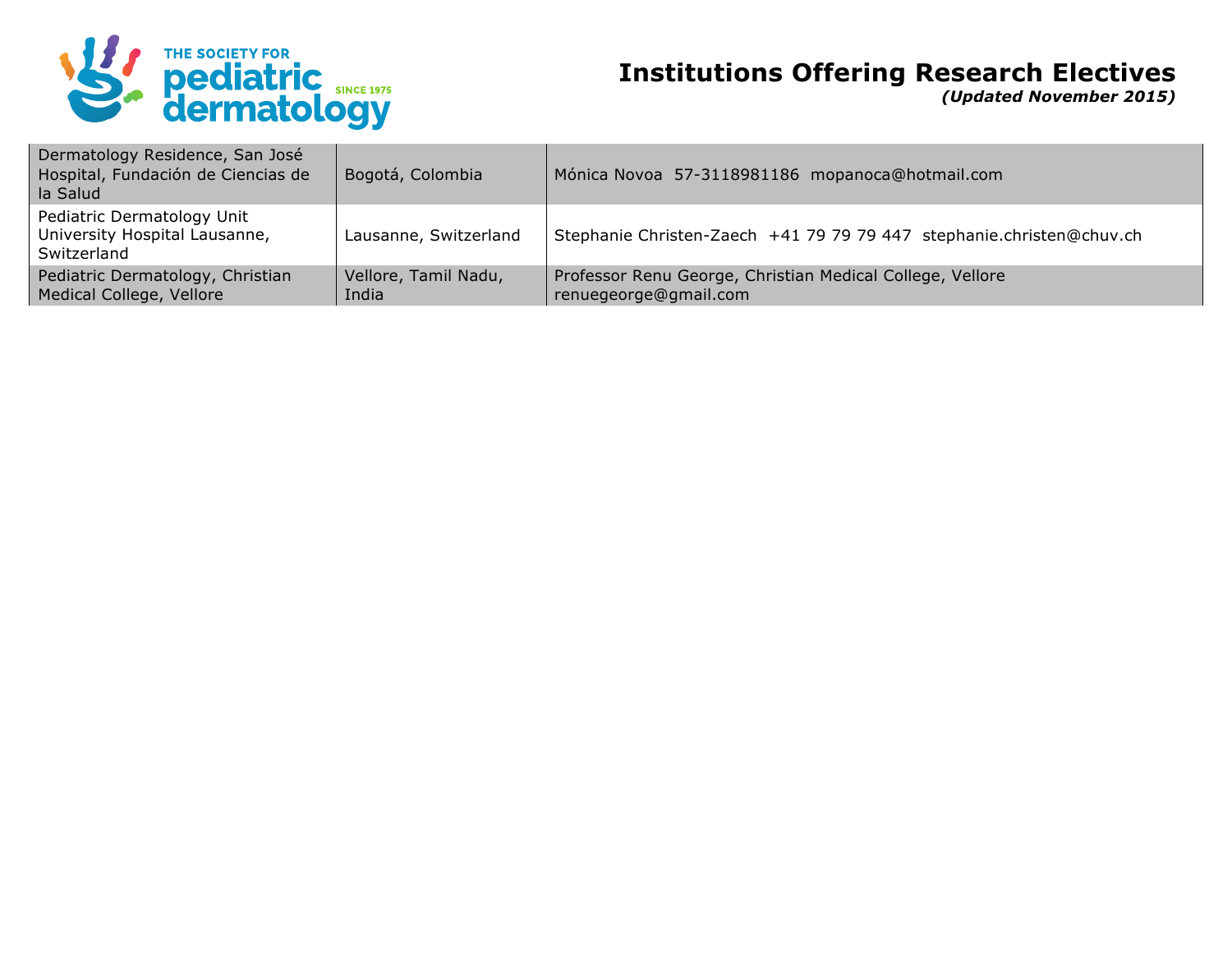# Institutions Offering Research Electives

***(Updated November 2015)***

| | | |
|---|---|---|
| Dermatology Residence, San José Hospital, Fundación de Ciencias de la Salud | Bogotá, Colombia | Mónica Novoa 57-3118981186 mopanoca@hotmail.com |
| Pediatric Dermatology Unit University Hospital Lausanne, Switzerland | Lausanne, Switzerland | Stephanie Christen-Zaech +41 79 79 79 447 stephanie.christen@chuv.ch |
| Pediatric Dermatology, Christian Medical College, Vellore | Vellore, Tamil Nadu, India | Professor Renu George, Christian Medical College, Vellore renuegeorge@gmail.com |